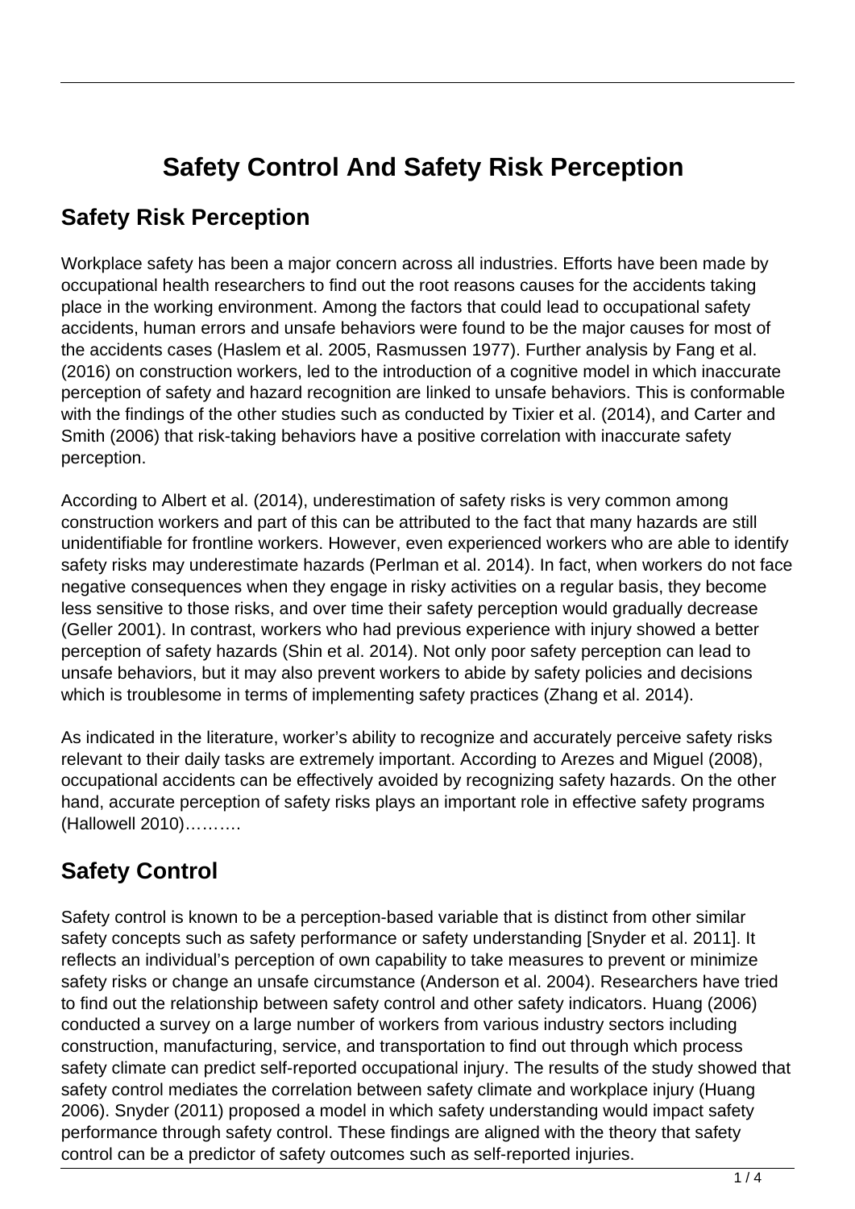# Safety Control And Safety Risk Perception

## Safety Risk Perception

Workplace safety has been a major concern across all industries. Efforts have been made by occupational health researchers to find out the root reasons causes for the accidents taking place in the working environment. Among the factors that could lead to occupational safety accidents, human errors and unsafe behaviors were found to be the major causes for most of the accidents cases (Haslem et al. 2005, Rasmussen 1977). Further analysis by Fang et al. (2016) on construction workers, led to the introduction of a cognitive model in which inaccurate perception of safety and hazard recognition are linked to unsafe behaviors. This is conformable with the findings of the other studies such as conducted by Tixier et al. (2014), and Carter and Smith (2006) that risk-taking behaviors have a positive correlation with inaccurate safety perception.

According to Albert et al. (2014), underestimation of safety risks is very common among construction workers and part of this can be attributed to the fact that many hazards are still unidentifiable for frontline workers. However, even experienced workers who are able to identify safety risks may underestimate hazards (Perlman et al. 2014). In fact, when workers do not face negative consequences when they engage in risky activities on a regular basis, they become less sensitive to those risks, and over time their safety perception would gradually decrease (Geller 2001). In contrast, workers who had previous experience with injury showed a better perception of safety hazards (Shin et al. 2014). Not only poor safety perception can lead to unsafe behaviors, but it may also prevent workers to abide by safety policies and decisions which is troublesome in terms of implementing safety practices (Zhang et al. 2014).

As indicated in the literature, worker's ability to recognize and accurately perceive safety risks relevant to their daily tasks are extremely important. According to Arezes and Miguel (2008), occupational accidents can be effectively avoided by recognizing safety hazards. On the other hand, accurate perception of safety risks plays an important role in effective safety programs (Hallowell 2010)……….

## Safety Control

Safety control is known to be a perception-based variable that is distinct from other similar safety concepts such as safety performance or safety understanding [Snyder et al. 2011]. It reflects an individual's perception of own capability to take measures to prevent or minimize safety risks or change an unsafe circumstance (Anderson et al. 2004). Researchers have tried to find out the relationship between safety control and other safety indicators. Huang (2006) conducted a survey on a large number of workers from various industry sectors including construction, manufacturing, service, and transportation to find out through which process safety climate can predict self-reported occupational injury. The results of the study showed that safety control mediates the correlation between safety climate and workplace injury (Huang 2006). Snyder (2011) proposed a model in which safety understanding would impact safety performance through safety control. These findings are aligned with the theory that safety control can be a predictor of safety outcomes such as self-reported injuries.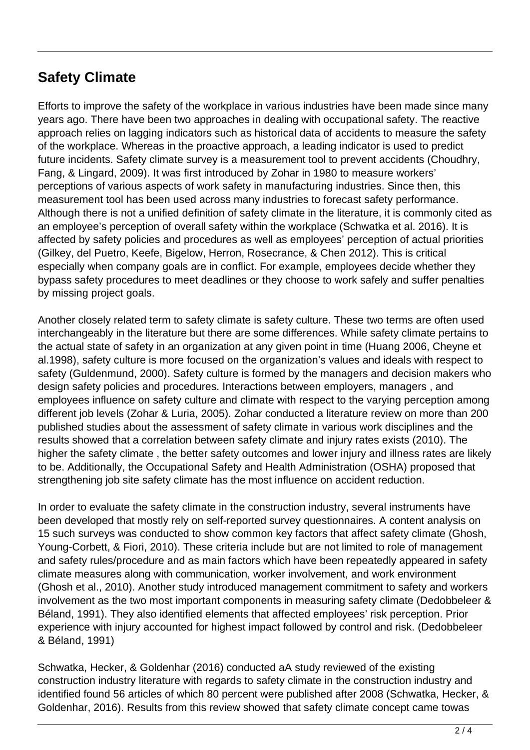## Safety Climate

Efforts to improve the safety of the workplace in various industries have been made since many years ago. There have been two approaches in dealing with occupational safety. The reactive approach relies on lagging indicators such as historical data of accidents to measure the safety of the workplace. Whereas in the proactive approach, a leading indicator is used to predict future incidents. Safety climate survey is a measurement tool to prevent accidents (Choudhry, Fang, & Lingard, 2009). It was first introduced by Zohar in 1980 to measure workers' perceptions of various aspects of work safety in manufacturing industries. Since then, this measurement tool has been used across many industries to forecast safety performance. Although there is not a unified definition of safety climate in the literature, it is commonly cited as an employee's perception of overall safety within the workplace (Schwatka et al. 2016). It is affected by safety policies and procedures as well as employees' perception of actual priorities (Gilkey, del Puetro, Keefe, Bigelow, Herron, Rosecrance, & Chen 2012). This is critical especially when company goals are in conflict. For example, employees decide whether they bypass safety procedures to meet deadlines or they choose to work safely and suffer penalties by missing project goals.

Another closely related term to safety climate is safety culture. These two terms are often used interchangeably in the literature but there are some differences. While safety climate pertains to the actual state of safety in an organization at any given point in time (Huang 2006, Cheyne et al.1998), safety culture is more focused on the organization's values and ideals with respect to safety (Guldenmund, 2000). Safety culture is formed by the managers and decision makers who design safety policies and procedures. Interactions between employers, managers , and employees influence on safety culture and climate with respect to the varying perception among different job levels (Zohar & Luria, 2005). Zohar conducted a literature review on more than 200 published studies about the assessment of safety climate in various work disciplines and the results showed that a correlation between safety climate and injury rates exists (2010). The higher the safety climate , the better safety outcomes and lower injury and illness rates are likely to be. Additionally, the Occupational Safety and Health Administration (OSHA) proposed that strengthening job site safety climate has the most influence on accident reduction.

In order to evaluate the safety climate in the construction industry, several instruments have been developed that mostly rely on self-reported survey questionnaires. A content analysis on 15 such surveys was conducted to show common key factors that affect safety climate (Ghosh, Young-Corbett, & Fiori, 2010). These criteria include but are not limited to role of management and safety rules/procedure and as main factors which have been repeatedly appeared in safety climate measures along with communication, worker involvement, and work environment (Ghosh et al., 2010). Another study introduced management commitment to safety and workers involvement as the two most important components in measuring safety climate (Dedobbeleer & Béland, 1991). They also identified elements that affected employees' risk perception. Prior experience with injury accounted for highest impact followed by control and risk. (Dedobbeleer & Béland, 1991)

Schwatka, Hecker, & Goldenhar (2016) conducted aA study reviewed of the existing construction industry literature with regards to safety climate in the construction industry and identified found 56 articles of which 80 percent were published after 2008 (Schwatka, Hecker, & Goldenhar, 2016). Results from this review showed that safety climate concept came towas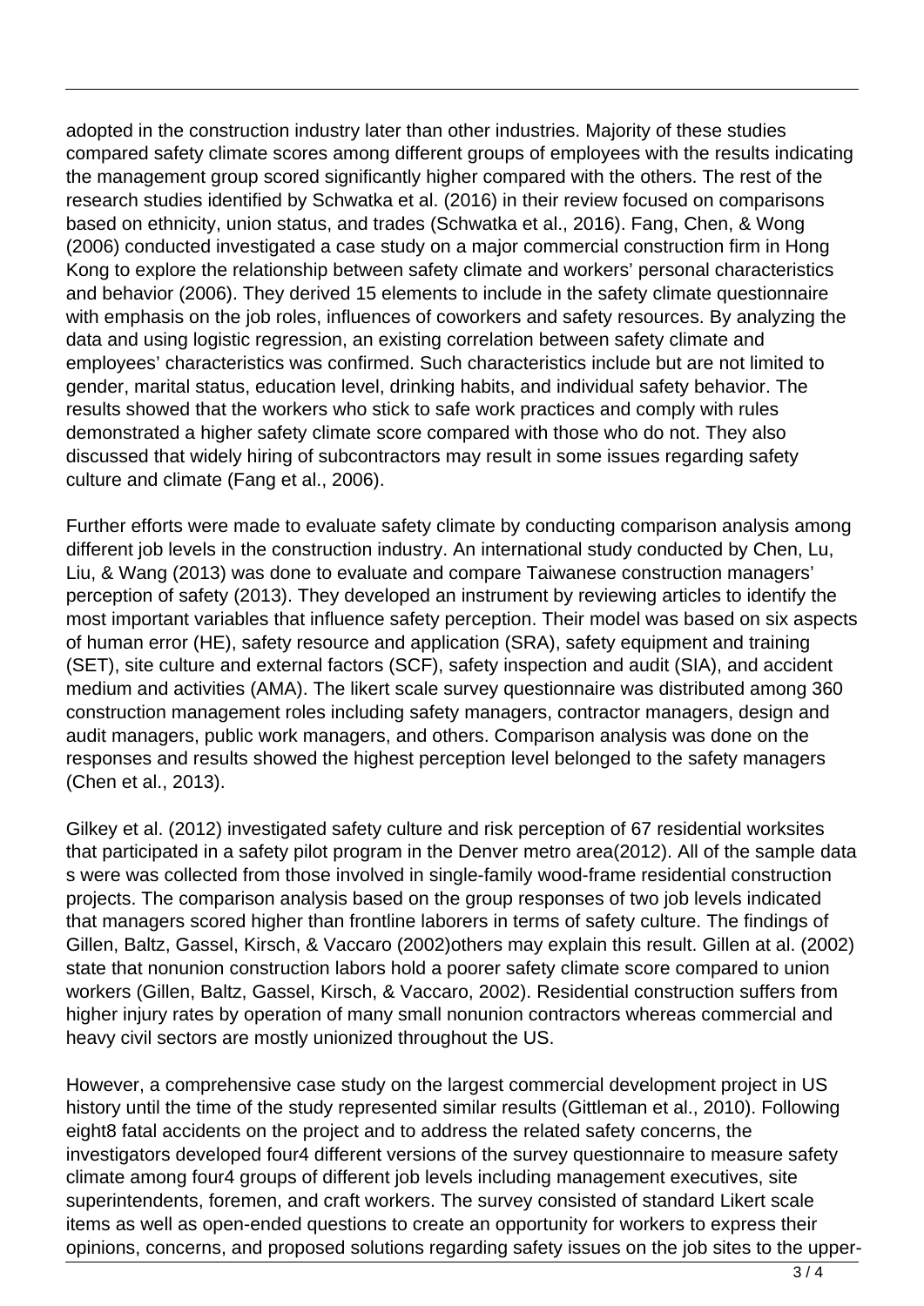adopted in the construction industry later than other industries. Majority of these studies compared safety climate scores among different groups of employees with the results indicating the management group scored significantly higher compared with the others. The rest of the research studies identified by Schwatka et al. (2016) in their review focused on comparisons based on ethnicity, union status, and trades (Schwatka et al., 2016). Fang, Chen, & Wong (2006) conducted investigated a case study on a major commercial construction firm in Hong Kong to explore the relationship between safety climate and workers' personal characteristics and behavior (2006). They derived 15 elements to include in the safety climate questionnaire with emphasis on the job roles, influences of coworkers and safety resources. By analyzing the data and using logistic regression, an existing correlation between safety climate and employees' characteristics was confirmed. Such characteristics include but are not limited to gender, marital status, education level, drinking habits, and individual safety behavior. The results showed that the workers who stick to safe work practices and comply with rules demonstrated a higher safety climate score compared with those who do not. They also discussed that widely hiring of subcontractors may result in some issues regarding safety culture and climate (Fang et al., 2006).

Further efforts were made to evaluate safety climate by conducting comparison analysis among different job levels in the construction industry. An international study conducted by Chen, Lu, Liu, & Wang (2013) was done to evaluate and compare Taiwanese construction managers' perception of safety (2013). They developed an instrument by reviewing articles to identify the most important variables that influence safety perception. Their model was based on six aspects of human error (HE), safety resource and application (SRA), safety equipment and training (SET), site culture and external factors (SCF), safety inspection and audit (SIA), and accident medium and activities (AMA). The likert scale survey questionnaire was distributed among 360 construction management roles including safety managers, contractor managers, design and audit managers, public work managers, and others. Comparison analysis was done on the responses and results showed the highest perception level belonged to the safety managers (Chen et al., 2013).

Gilkey et al. (2012) investigated safety culture and risk perception of 67 residential worksites that participated in a safety pilot program in the Denver metro area(2012). All of the sample data s were was collected from those involved in single-family wood-frame residential construction projects. The comparison analysis based on the group responses of two job levels indicated that managers scored higher than frontline laborers in terms of safety culture. The findings of Gillen, Baltz, Gassel, Kirsch, & Vaccaro (2002)others may explain this result. Gillen at al. (2002) state that nonunion construction labors hold a poorer safety climate score compared to union workers (Gillen, Baltz, Gassel, Kirsch, & Vaccaro, 2002). Residential construction suffers from higher injury rates by operation of many small nonunion contractors whereas commercial and heavy civil sectors are mostly unionized throughout the US.

However, a comprehensive case study on the largest commercial development project in US history until the time of the study represented similar results (Gittleman et al., 2010). Following eight8 fatal accidents on the project and to address the related safety concerns, the investigators developed four4 different versions of the survey questionnaire to measure safety climate among four4 groups of different job levels including management executives, site superintendents, foremen, and craft workers. The survey consisted of standard Likert scale items as well as open-ended questions to create an opportunity for workers to express their opinions, concerns, and proposed solutions regarding safety issues on the job sites to the upper-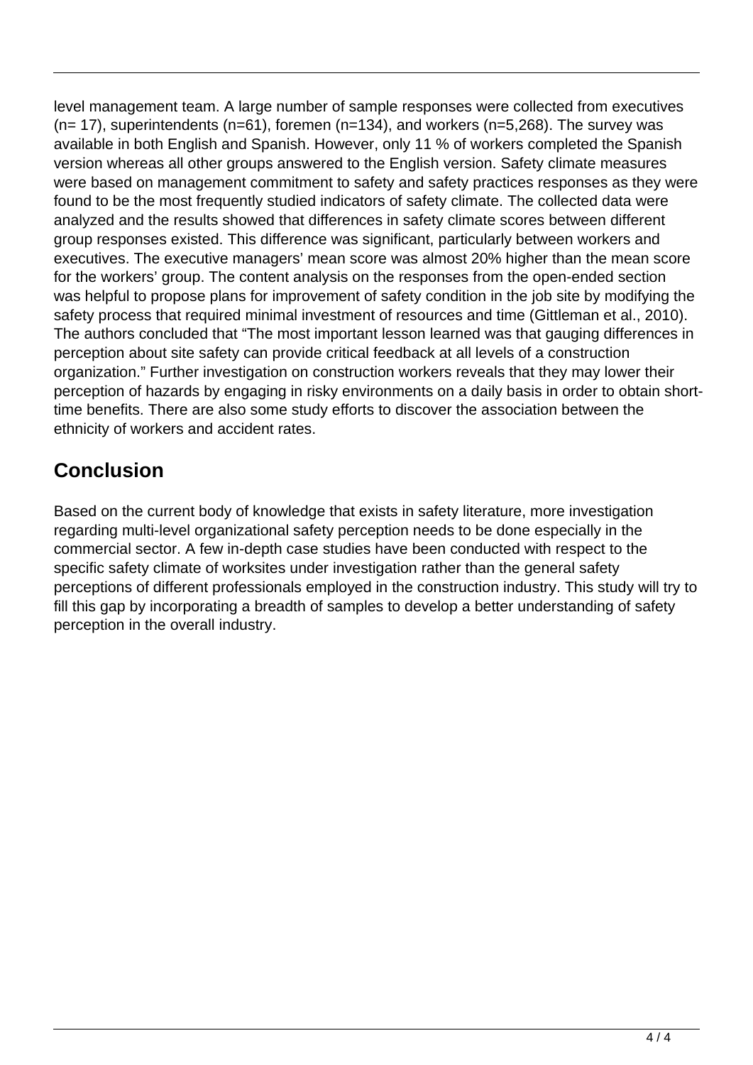level management team. A large number of sample responses were collected from executives (n= 17), superintendents (n=61), foremen (n=134), and workers (n=5,268). The survey was available in both English and Spanish. However, only 11 % of workers completed the Spanish version whereas all other groups answered to the English version. Safety climate measures were based on management commitment to safety and safety practices responses as they were found to be the most frequently studied indicators of safety climate. The collected data were analyzed and the results showed that differences in safety climate scores between different group responses existed. This difference was significant, particularly between workers and executives. The executive managers' mean score was almost 20% higher than the mean score for the workers' group. The content analysis on the responses from the open-ended section was helpful to propose plans for improvement of safety condition in the job site by modifying the safety process that required minimal investment of resources and time (Gittleman et al., 2010). The authors concluded that "The most important lesson learned was that gauging differences in perception about site safety can provide critical feedback at all levels of a construction organization." Further investigation on construction workers reveals that they may lower their perception of hazards by engaging in risky environments on a daily basis in order to obtain short-time benefits. There are also some study efforts to discover the association between the ethnicity of workers and accident rates.

## Conclusion

Based on the current body of knowledge that exists in safety literature, more investigation regarding multi-level organizational safety perception needs to be done especially in the commercial sector. A few in-depth case studies have been conducted with respect to the specific safety climate of worksites under investigation rather than the general safety perceptions of different professionals employed in the construction industry. This study will try to fill this gap by incorporating a breadth of samples to develop a better understanding of safety perception in the overall industry.